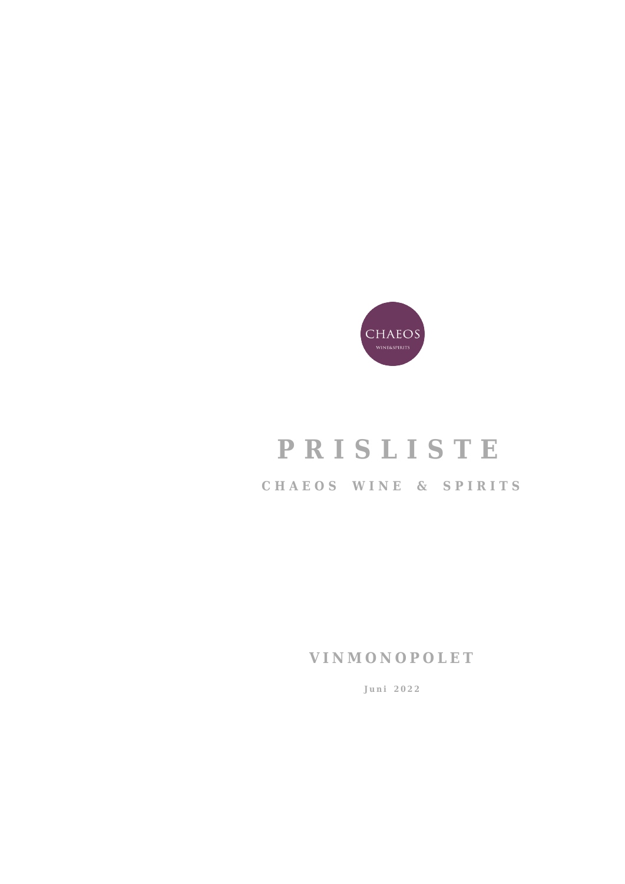CHAEOS

WINE&SPIRITS

# PRISLISTE

## CHAEOS WINE & SPIRITS

### VINMONOPOLET

Juni 2022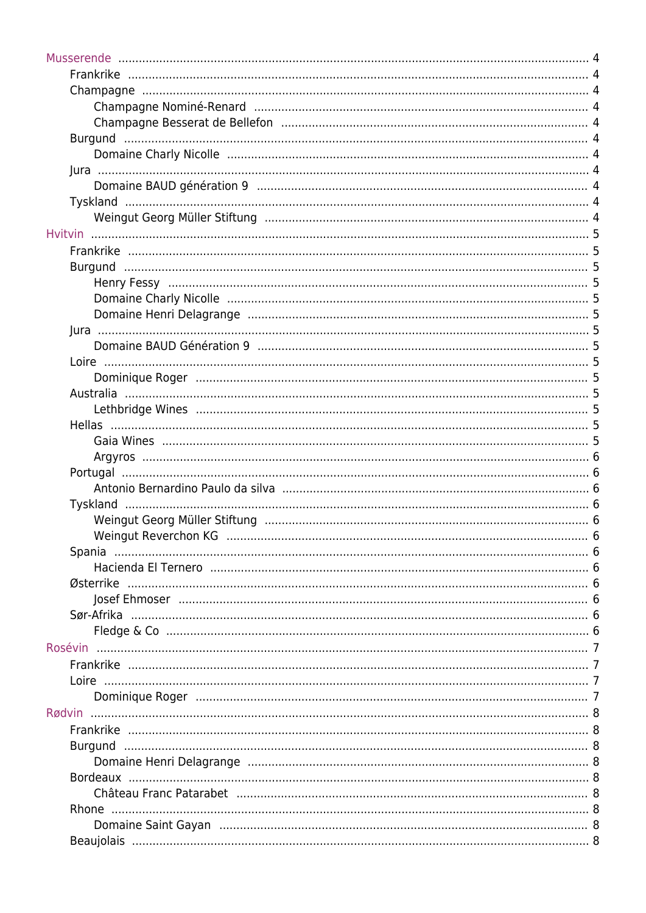- Musserende ..... 4
  - Frankrike ..... 4
  - Champagne ..... 4
    - Champagne Nominé-Renard ..... 4
    - Champagne Besserat de Bellefon ..... 4
  - Burgund ..... 4
    - Domaine Charly Nicolle ..... 4
  - Jura ..... 4
    - Domaine BAUD génération 9 ..... 4
  - Tyskland ..... 4
    - Weingut Georg Müller Stiftung ..... 4
- Hvitvin ..... 5
  - Frankrike ..... 5
  - Burgund ..... 5
    - Henry Fessy ..... 5
    - Domaine Charly Nicolle ..... 5
    - Domaine Henri Delagrange ..... 5
  - Jura ..... 5
    - Domaine BAUD Génération 9 ..... 5
  - Loire ..... 5
    - Dominique Roger ..... 5
  - Australia ..... 5
    - Lethbridge Wines ..... 5
  - Hellas ..... 5
    - Gaia Wines ..... 5
    - Argyros ..... 6
  - Portugal ..... 6
    - Antonio Bernardino Paulo da silva ..... 6
  - Tyskland ..... 6
    - Weingut Georg Müller Stiftung ..... 6
    - Weingut Reverchon KG ..... 6
  - Spania ..... 6
    - Hacienda El Ternero ..... 6
  - Østerrike ..... 6
    - Josef Ehmoser ..... 6
  - Sør-Afrika ..... 6
    - Fledge & Co ..... 6
- Rosévin ..... 7
  - Frankrike ..... 7
  - Loire ..... 7
    - Dominique Roger ..... 7
- Rødvin ..... 8
  - Frankrike ..... 8
  - Burgund ..... 8
    - Domaine Henri Delagrange ..... 8
  - Bordeaux ..... 8
    - Château Franc Patarabet ..... 8
  - Rhone ..... 8
    - Domaine Saint Gayan ..... 8
  - Beaujolais ..... 8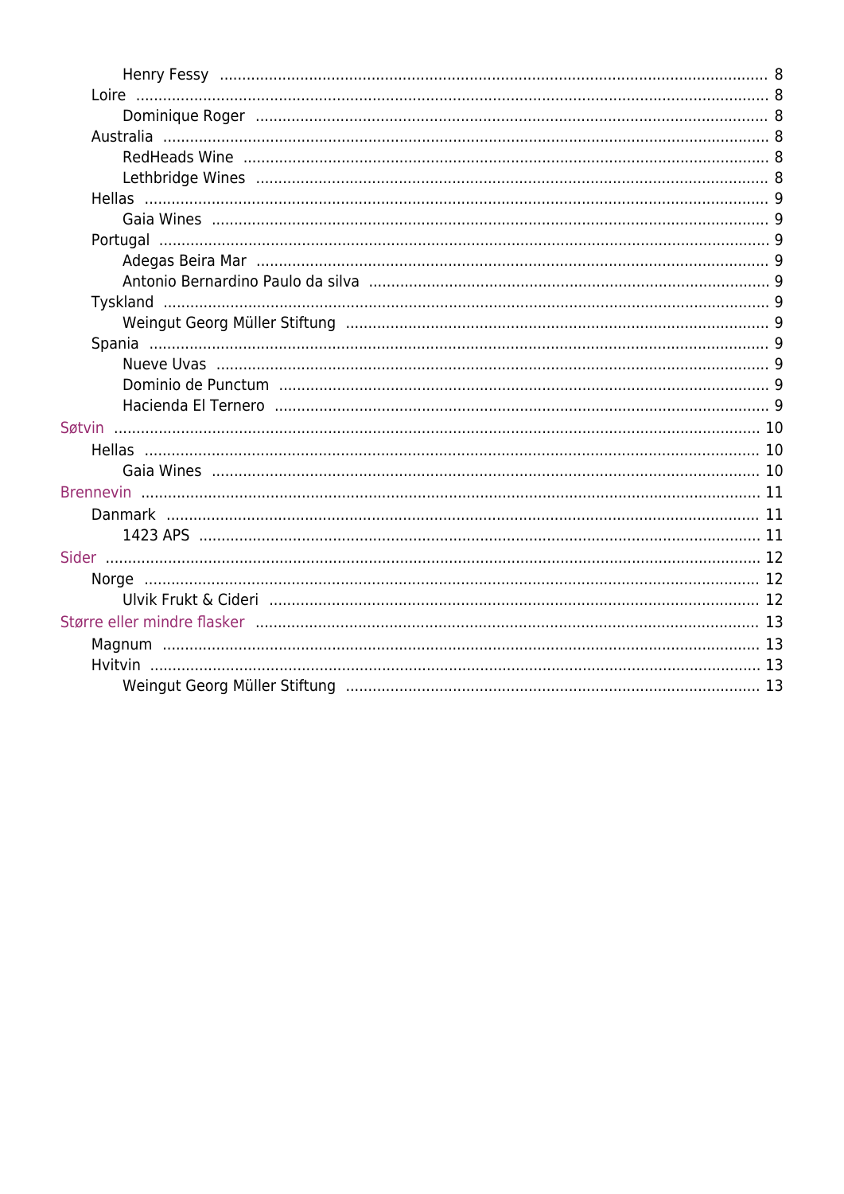- Henry Fessy ........ 8
- Loire ........ 8
  - Dominique Roger ........ 8
- Australia ........ 8
  - RedHeads Wine ........ 8
  - Lethbridge Wines ........ 8
- Hellas ........ 9
  - Gaia Wines ........ 9
- Portugal ........ 9
  - Adegas Beira Mar ........ 9
  - Antonio Bernardino Paulo da silva ........ 9
- Tyskland ........ 9
  - Weingut Georg Müller Stiftung ........ 9
- Spania ........ 9
  - Nueve Uvas ........ 9
  - Dominio de Punctum ........ 9
  - Hacienda El Ternero ........ 9

Søtvin ........ 10

- Hellas ........ 10
  - Gaia Wines ........ 10

Brennevin ........ 11

- Danmark ........ 11
  - 1423 APS ........ 11

Sider ........ 12

- Norge ........ 12
  - Ulvik Frukt & Cideri ........ 12

Større eller mindre flasker ........ 13

- Magnum ........ 13
- Hvitvin ........ 13
  - Weingut Georg Müller Stiftung ........ 13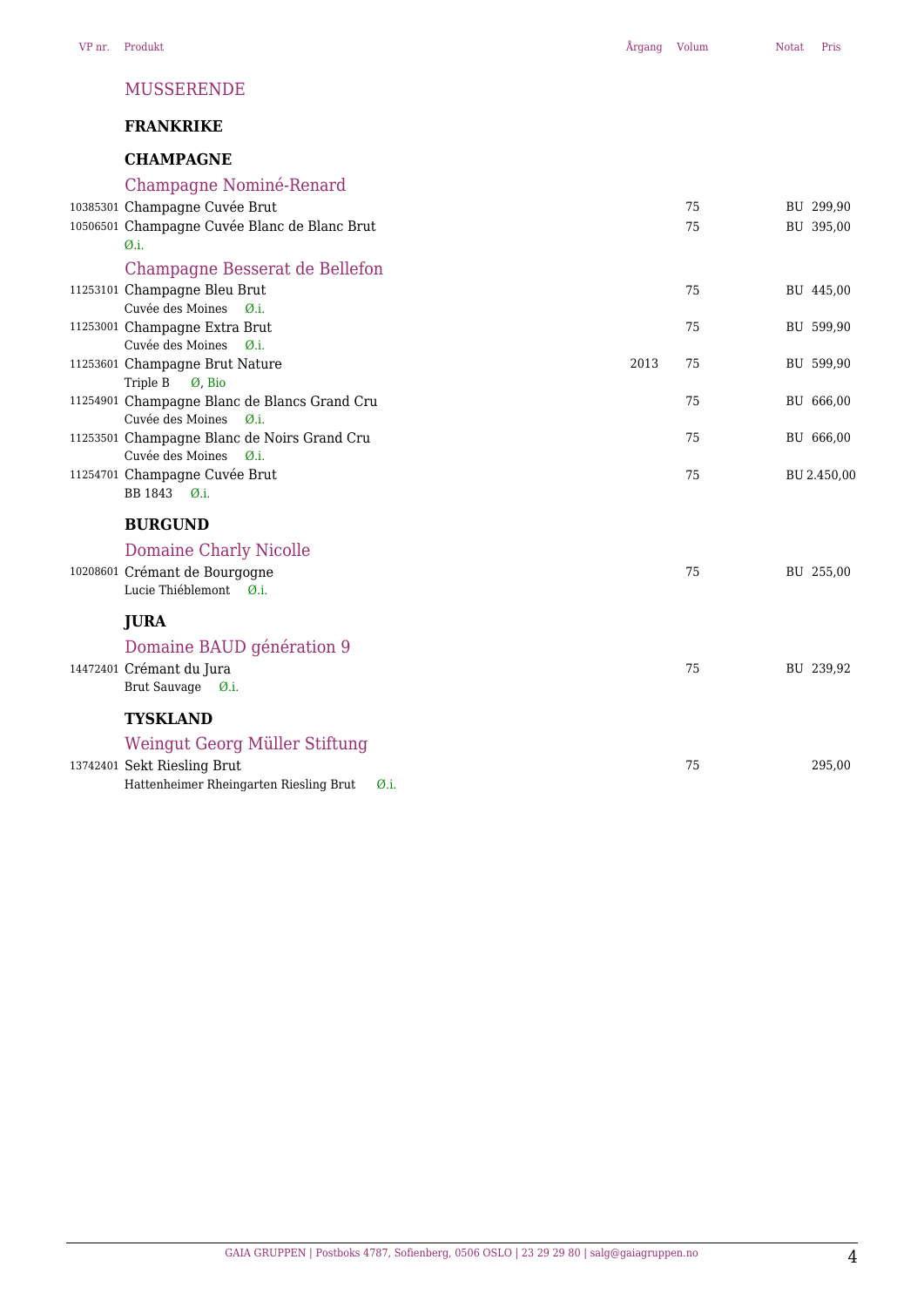| VP nr. | Produkt | Årgang | Volum | Notat | Pris |
|---|---|---|---|---|---|
| | **MUSSERENDE** | | | | |
| | **FRANKRIKE** | | | | |
| | **CHAMPAGNE** | | | | |
| | **Champagne Nominé-Renard** | | | | |
| 10385301 | Champagne Cuvée Brut | | 75 | BU | 299,90 |
| 10506501 | Champagne Cuvée Blanc de Blanc Brut<br>Ø.i. | | 75 | BU | 395,00 |
| | **Champagne Besserat de Bellefon** | | | | |
| 11253101 | Champagne Bleu Brut<br>Cuvée des Moines Ø.i. | | 75 | BU | 445,00 |
| 11253001 | Champagne Extra Brut<br>Cuvée des Moines Ø.i. | | 75 | BU | 599,90 |
| 11253601 | Champagne Brut Nature<br>Triple B Ø, Bio | 2013 | 75 | BU | 599,90 |
| 11254901 | Champagne Blanc de Blancs Grand Cru<br>Cuvée des Moines Ø.i. | | 75 | BU | 666,00 |
| 11253501 | Champagne Blanc de Noirs Grand Cru<br>Cuvée des Moines Ø.i. | | 75 | BU | 666,00 |
| 11254701 | Champagne Cuvée Brut<br>BB 1843 Ø.i. | | 75 | BU | 2.450,00 |
| | **BURGUND** | | | | |
| | **Domaine Charly Nicolle** | | | | |
| 10208601 | Crémant de Bourgogne<br>Lucie Thiéblemont Ø.i. | | 75 | BU | 255,00 |
| | **JURA** | | | | |
| | **Domaine BAUD génération 9** | | | | |
| 14472401 | Crémant du Jura<br>Brut Sauvage Ø.i. | | 75 | BU | 239,92 |
| | **TYSKLAND** | | | | |
| | **Weingut Georg Müller Stiftung** | | | | |
| 13742401 | Sekt Riesling Brut<br>Hattenheimer Rheingarten Riesling Brut Ø.i. | | 75 | | 295,00 |

GAIA GRUPPEN | Postboks 4787, Sofienberg, 0506 OSLO | 23 29 29 80 | salg@gaiagruppen.no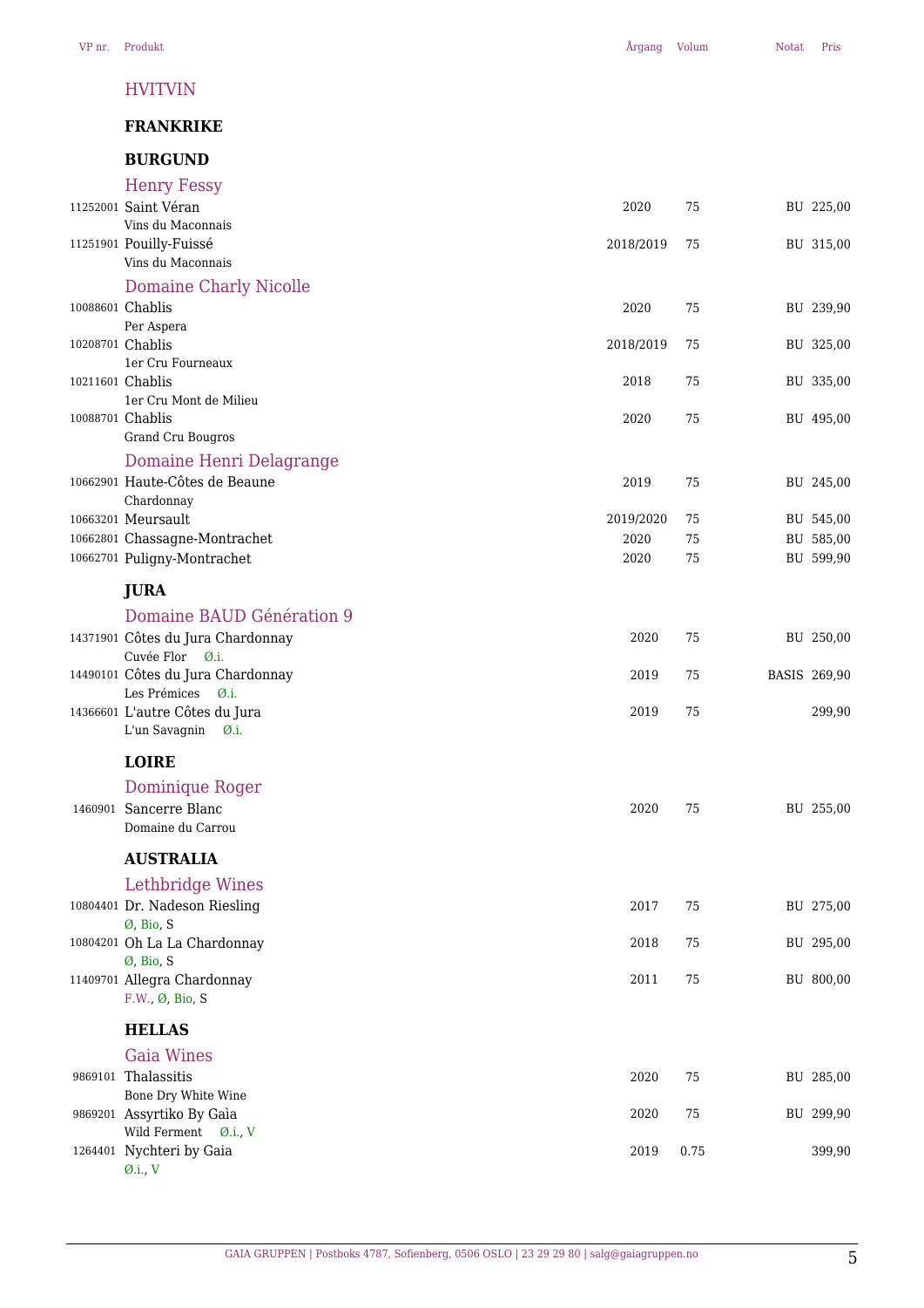| VP nr. | Produkt | Årgang | Volum | Notat | Pris |
|---|---|---|---|---|---|
| | **HVITVIN** | | | | |
| | **FRANKRIKE** | | | | |
| | **BURGUND** | | | | |
| | Henry Fessy | | | | |
| 11252001 | Saint Véran<br>Vins du Maconnais | 2020 | 75 | BU | 225,00 |
| 11251901 | Pouilly-Fuissé<br>Vins du Maconnais | 2018/2019 | 75 | BU | 315,00 |
| | Domaine Charly Nicolle | | | | |
| 10088601 | Chablis<br>Per Aspera | 2020 | 75 | BU | 239,90 |
| 10208701 | Chablis<br>1er Cru Fourneaux | 2018/2019 | 75 | BU | 325,00 |
| 10211601 | Chablis<br>1er Cru Mont de Milieu | 2018 | 75 | BU | 335,00 |
| 10088701 | Chablis<br>Grand Cru Bougros | 2020 | 75 | BU | 495,00 |
| | Domaine Henri Delagrange | | | | |
| 10662901 | Haute-Côtes de Beaune<br>Chardonnay | 2019 | 75 | BU | 245,00 |
| 10663201 | Meursault | 2019/2020 | 75 | BU | 545,00 |
| 10662801 | Chassagne-Montrachet | 2020 | 75 | BU | 585,00 |
| 10662701 | Puligny-Montrachet | 2020 | 75 | BU | 599,90 |
| | **JURA** | | | | |
| | Domaine BAUD Génération 9 | | | | |
| 14371901 | Côtes du Jura Chardonnay<br>Cuvée Flor Ø.i. | 2020 | 75 | BU | 250,00 |
| 14490101 | Côtes du Jura Chardonnay<br>Les Prémices Ø.i. | 2019 | 75 | BASIS | 269,90 |
| 14366601 | L'autre Côtes du Jura<br>L'un Savagnin Ø.i. | 2019 | 75 | | 299,90 |
| | **LOIRE** | | | | |
| | Dominique Roger | | | | |
| 1460901 | Sancerre Blanc<br>Domaine du Carrou | 2020 | 75 | BU | 255,00 |
| | **AUSTRALIA** | | | | |
| | Lethbridge Wines | | | | |
| 10804401 | Dr. Nadeson Riesling<br>Ø, Bio, S | 2017 | 75 | BU | 275,00 |
| 10804201 | Oh La La Chardonnay<br>Ø, Bio, S | 2018 | 75 | BU | 295,00 |
| 11409701 | Allegra Chardonnay<br>F.W., Ø, Bio, S | 2011 | 75 | BU | 800,00 |
| | **HELLAS** | | | | |
| | Gaia Wines | | | | |
| 9869101 | Thalassitis<br>Bone Dry White Wine | 2020 | 75 | BU | 285,00 |
| 9869201 | Assyrtiko By Gaìa<br>Wild Ferment Ø.i., V | 2020 | 75 | BU | 299,90 |
| 1264401 | Nychteri by Gaia<br>Ø.i., V | 2019 | 0.75 | | 399,90 |

GAIA GRUPPEN | Postboks 4787, Sofienberg, 0506 OSLO | 23 29 29 80 | salg@gaiagruppen.no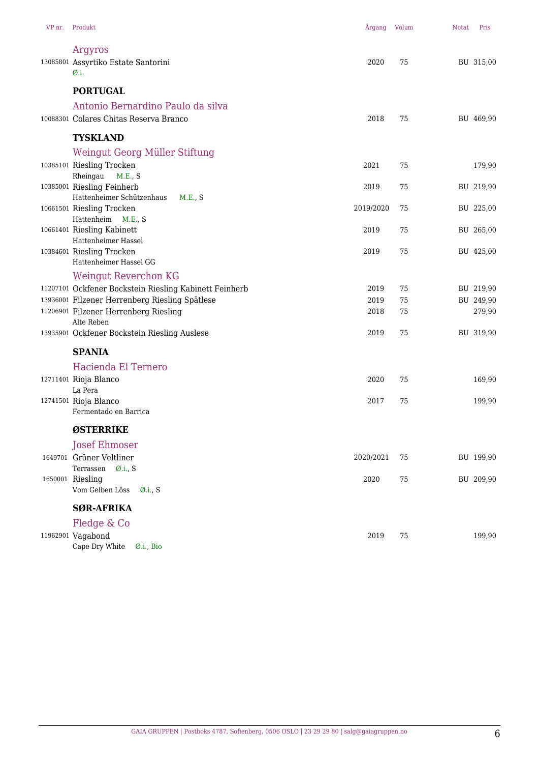| VP nr. | Produkt | Årgang | Volum | Notat | Pris |
|---|---|---|---|---|---|
| | **Argyros** | | | | |
| 13085801 | Assyrtiko Estate Santorini<br>Ø.i. | 2020 | 75 | BU | 315,00 |
| | **PORTUGAL** | | | | |
| | **Antonio Bernardino Paulo da silva** | | | | |
| 10088301 | Colares Chitas Reserva Branco | 2018 | 75 | BU | 469,90 |
| | **TYSKLAND** | | | | |
| | **Weingut Georg Müller Stiftung** | | | | |
| 10385101 | Riesling Trocken<br>Rheingau M.E., S | 2021 | 75 | | 179,90 |
| 10385001 | Riesling Feinherb<br>Hattenheimer Schützenhaus M.E., S | 2019 | 75 | BU | 219,90 |
| 10661501 | Riesling Trocken<br>Hattenheim M.E., S | 2019/2020 | 75 | BU | 225,00 |
| 10661401 | Riesling Kabinett<br>Hattenheimer Hassel | 2019 | 75 | BU | 265,00 |
| 10384601 | Riesling Trocken<br>Hattenheimer Hassel GG | 2019 | 75 | BU | 425,00 |
| | **Weingut Reverchon KG** | | | | |
| 11207101 | Ockfener Bockstein Riesling Kabinett Feinherb | 2019 | 75 | BU | 219,90 |
| 13936001 | Filzener Herrenberg Riesling Spätlese | 2019 | 75 | BU | 249,90 |
| 11206901 | Filzener Herrenberg Riesling<br>Alte Reben | 2018 | 75 | | 279,90 |
| 13935901 | Ockfener Bockstein Riesling Auslese | 2019 | 75 | BU | 319,90 |
| | **SPANIA** | | | | |
| | **Hacienda El Ternero** | | | | |
| 12711401 | Rioja Blanco<br>La Pera | 2020 | 75 | | 169,90 |
| 12741501 | Rioja Blanco<br>Fermentado en Barrica | 2017 | 75 | | 199,90 |
| | **ØSTERRIKE** | | | | |
| | **Josef Ehmoser** | | | | |
| 1649701 | Grüner Veltliner<br>Terrassen Ø.i., S | 2020/2021 | 75 | BU | 199,90 |
| 1650001 | Riesling<br>Vom Gelben Löss Ø.i., S | 2020 | 75 | BU | 209,90 |
| | **SØR-AFRIKA** | | | | |
| | **Fledge & Co** | | | | |
| 11962901 | Vagabond<br>Cape Dry White Ø.i., Bio | 2019 | 75 | | 199,90 |

GAIA GRUPPEN | Postboks 4787, Sofienberg, 0506 OSLO | 23 29 29 80 | salg@gaiagruppen.no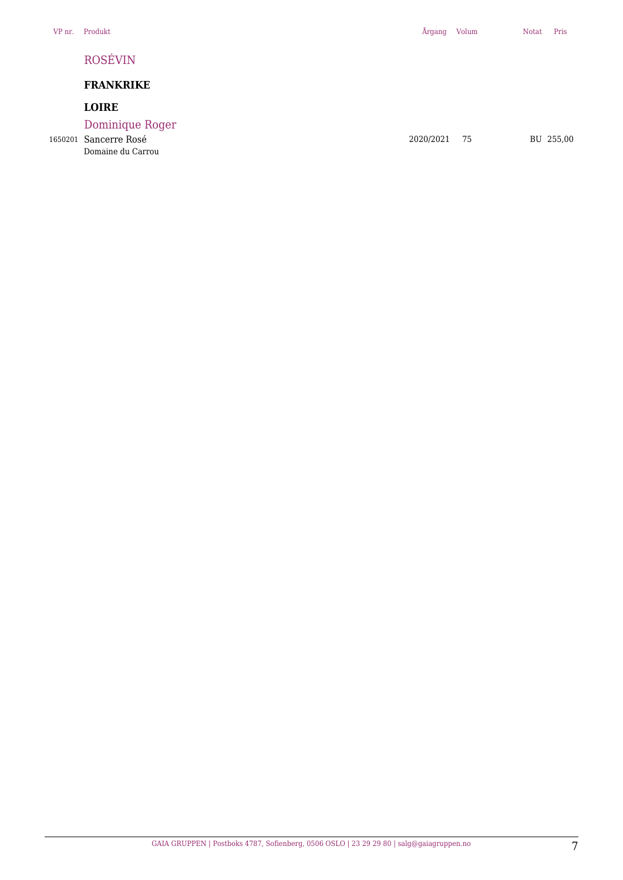| VP nr. | Produkt | Årgang | Volum | Notat | Pris |
|---|---|---|---|---|---|

## ROSÉVIN

### FRANKRIKE

### LOIRE

#### Dominique Roger

| VP nr. | Produkt | Årgang | Volum | Notat | Pris |
|---|---|---|---|---|---|
| 1650201 | Sancerre Rosé<br>Domaine du Carrou | 2020/2021 | 75 | BU | 255,00 |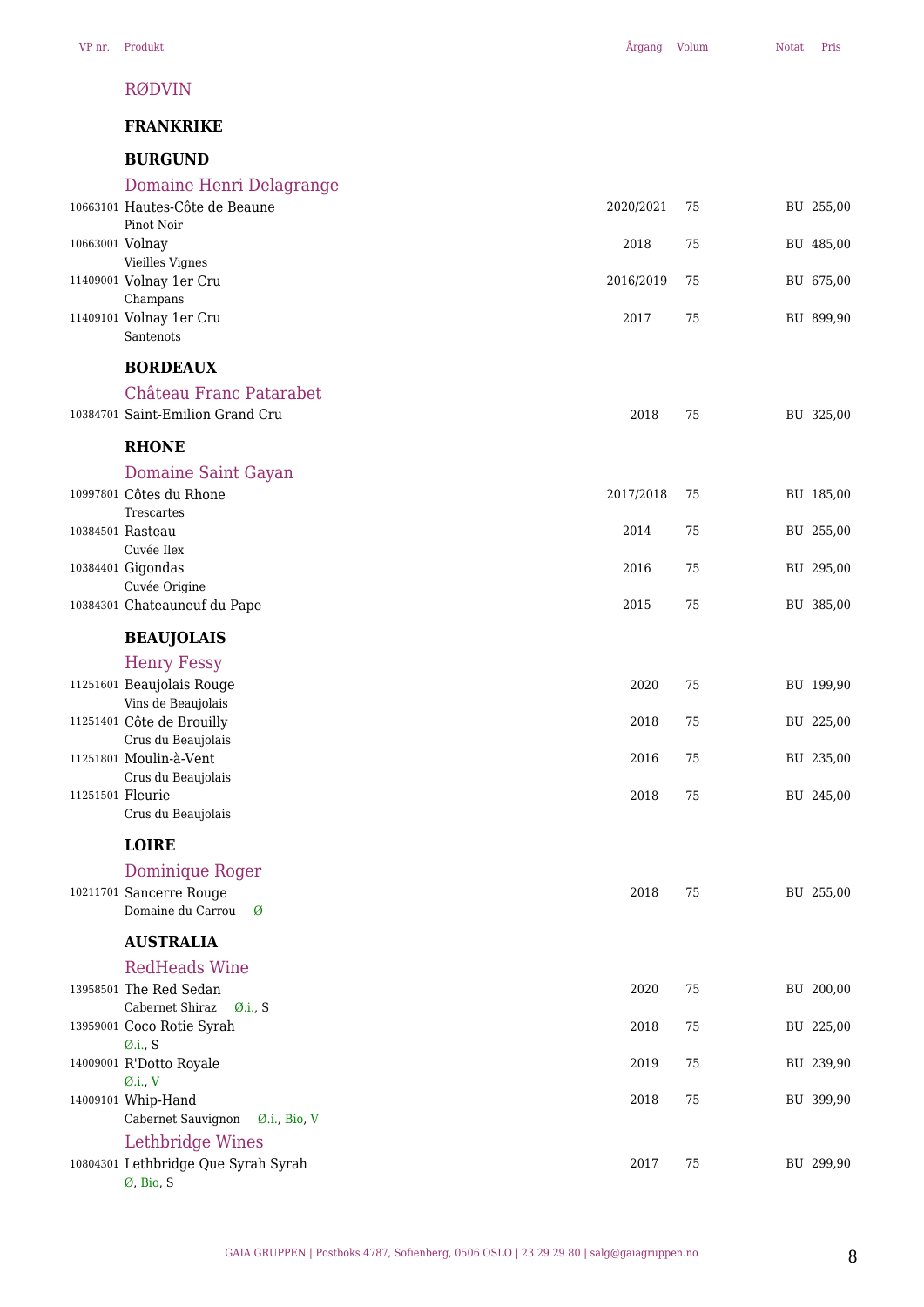| VP nr. | Produkt | Årgang | Volum | Notat | Pris |
|---|---|---|---|---|---|

## RØDVIN

### FRANKRIKE

#### BURGUND

**Domaine Henri Delagrange**

| VP nr. | Produkt | Årgang | Volum | Notat | Pris |
|---|---|---|---|---|---|
| 10663101 | Hautes-Côte de Beaune<br>Pinot Noir | 2020/2021 | 75 | | BU 255,00 |
| 10663001 | Volnay<br>Vieilles Vignes | 2018 | 75 | | BU 485,00 |
| 11409001 | Volnay 1er Cru<br>Champans | 2016/2019 | 75 | | BU 675,00 |
| 11409101 | Volnay 1er Cru<br>Santenots | 2017 | 75 | | BU 899,90 |

#### BORDEAUX

**Château Franc Patarabet**

| VP nr. | Produkt | Årgang | Volum | Notat | Pris |
|---|---|---|---|---|---|
| 10384701 | Saint-Emilion Grand Cru | 2018 | 75 | | BU 325,00 |

#### RHONE

**Domaine Saint Gayan**

| VP nr. | Produkt | Årgang | Volum | Notat | Pris |
|---|---|---|---|---|---|
| 10997801 | Côtes du Rhone<br>Trescartes | 2017/2018 | 75 | | BU 185,00 |
| 10384501 | Rasteau<br>Cuvée Ilex | 2014 | 75 | | BU 255,00 |
| 10384401 | Gigondas<br>Cuvée Origine | 2016 | 75 | | BU 295,00 |
| 10384301 | Chateauneuf du Pape | 2015 | 75 | | BU 385,00 |

#### BEAUJOLAIS

**Henry Fessy**

| VP nr. | Produkt | Årgang | Volum | Notat | Pris |
|---|---|---|---|---|---|
| 11251601 | Beaujolais Rouge<br>Vins de Beaujolais | 2020 | 75 | | BU 199,90 |
| 11251401 | Côte de Brouilly<br>Crus du Beaujolais | 2018 | 75 | | BU 225,00 |
| 11251801 | Moulin-à-Vent<br>Crus du Beaujolais | 2016 | 75 | | BU 235,00 |
| 11251501 | Fleurie<br>Crus du Beaujolais | 2018 | 75 | | BU 245,00 |

#### LOIRE

**Dominique Roger**

| VP nr. | Produkt | Årgang | Volum | Notat | Pris |
|---|---|---|---|---|---|
| 10211701 | Sancerre Rouge<br>Domaine du Carrou Ø | 2018 | 75 | | BU 255,00 |

### AUSTRALIA

**RedHeads Wine**

| VP nr. | Produkt | Årgang | Volum | Notat | Pris |
|---|---|---|---|---|---|
| 13958501 | The Red Sedan<br>Cabernet Shiraz Ø.i., S | 2020 | 75 | | BU 200,00 |
| 13959001 | Coco Rotie Syrah<br>Ø.i., S | 2018 | 75 | | BU 225,00 |
| 14009001 | R'Dotto Royale<br>Ø.i., V | 2019 | 75 | | BU 239,90 |
| 14009101 | Whip-Hand<br>Cabernet Sauvignon Ø.i., Bio, V | 2018 | 75 | | BU 399,90 |

**Lethbridge Wines**

| VP nr. | Produkt | Årgang | Volum | Notat | Pris |
|---|---|---|---|---|---|
| 10804301 | Lethbridge Que Syrah Syrah<br>Ø, Bio, S | 2017 | 75 | | BU 299,90 |

GAIA GRUPPEN | Postboks 4787, Sofienberg, 0506 OSLO | 23 29 29 80 | salg@gaiagruppen.no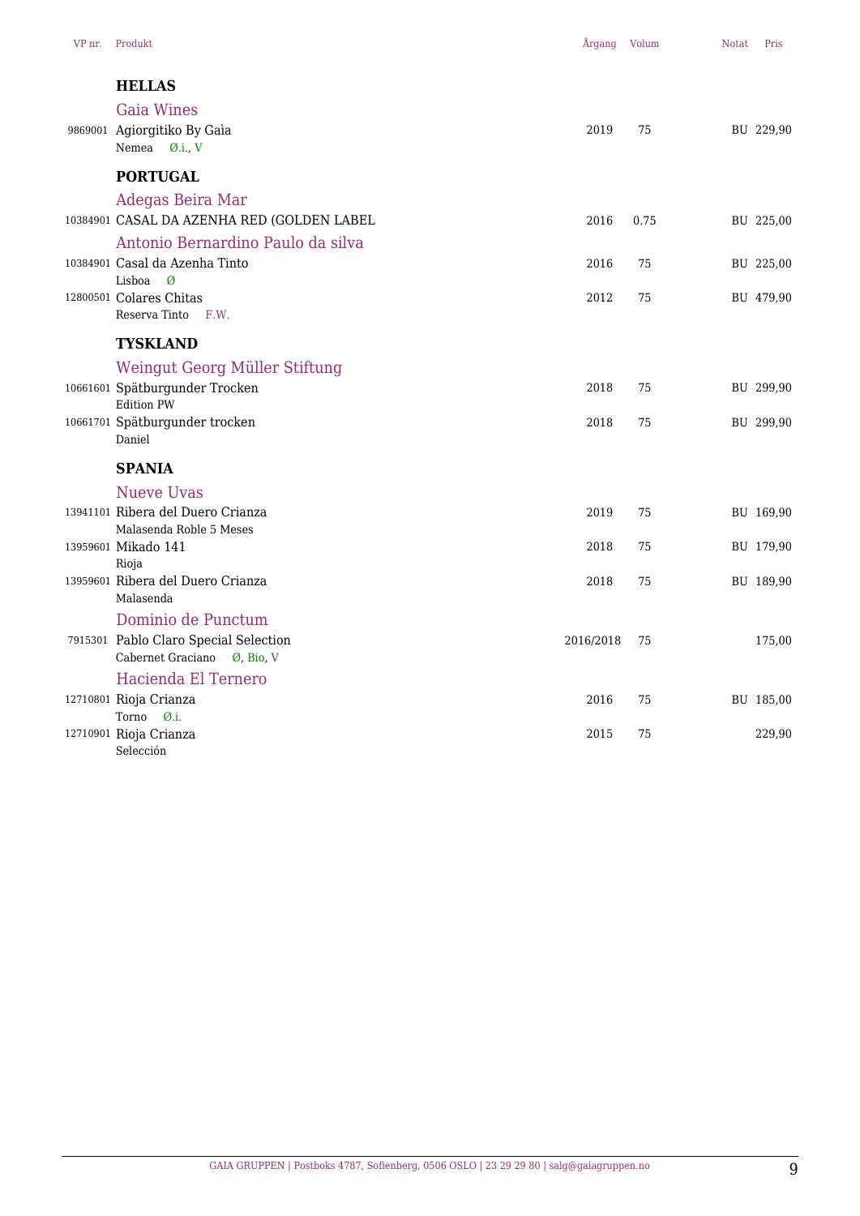| VP nr. | Produkt | Årgang | Volum | Notat | Pris |
|---|---|---|---|---|---|
| | **HELLAS** | | | | |
| | Gaia Wines | | | | |
| 9869001 | Agiorgitiko By Gaìa<br>Nemea Ø.i., V | 2019 | 75 | BU | 229,90 |
| | **PORTUGAL** | | | | |
| | Adegas Beira Mar | | | | |
| 10384901 | CASAL DA AZENHA RED (GOLDEN LABEL | 2016 | 0.75 | BU | 225,00 |
| | Antonio Bernardino Paulo da silva | | | | |
| 10384901 | Casal da Azenha Tinto<br>Lisboa Ø | 2016 | 75 | BU | 225,00 |
| 12800501 | Colares Chitas<br>Reserva Tinto F.W. | 2012 | 75 | BU | 479,90 |
| | **TYSKLAND** | | | | |
| | Weingut Georg Müller Stiftung | | | | |
| 10661601 | Spätburgunder Trocken<br>Edition PW | 2018 | 75 | BU | 299,90 |
| 10661701 | Spätburgunder trocken<br>Daniel | 2018 | 75 | BU | 299,90 |
| | **SPANIA** | | | | |
| | Nueve Uvas | | | | |
| 13941101 | Ribera del Duero Crianza<br>Malasenda Roble 5 Meses | 2019 | 75 | BU | 169,90 |
| 13959601 | Mikado 141<br>Rioja | 2018 | 75 | BU | 179,90 |
| 13959601 | Ribera del Duero Crianza<br>Malasenda | 2018 | 75 | BU | 189,90 |
| | Dominio de Punctum | | | | |
| 7915301 | Pablo Claro Special Selection<br>Cabernet Graciano Ø, Bio, V | 2016/2018 | 75 | | 175,00 |
| | Hacienda El Ternero | | | | |
| 12710801 | Rioja Crianza<br>Torno Ø.i. | 2016 | 75 | BU | 185,00 |
| 12710901 | Rioja Crianza<br>Selección | 2015 | 75 | | 229,90 |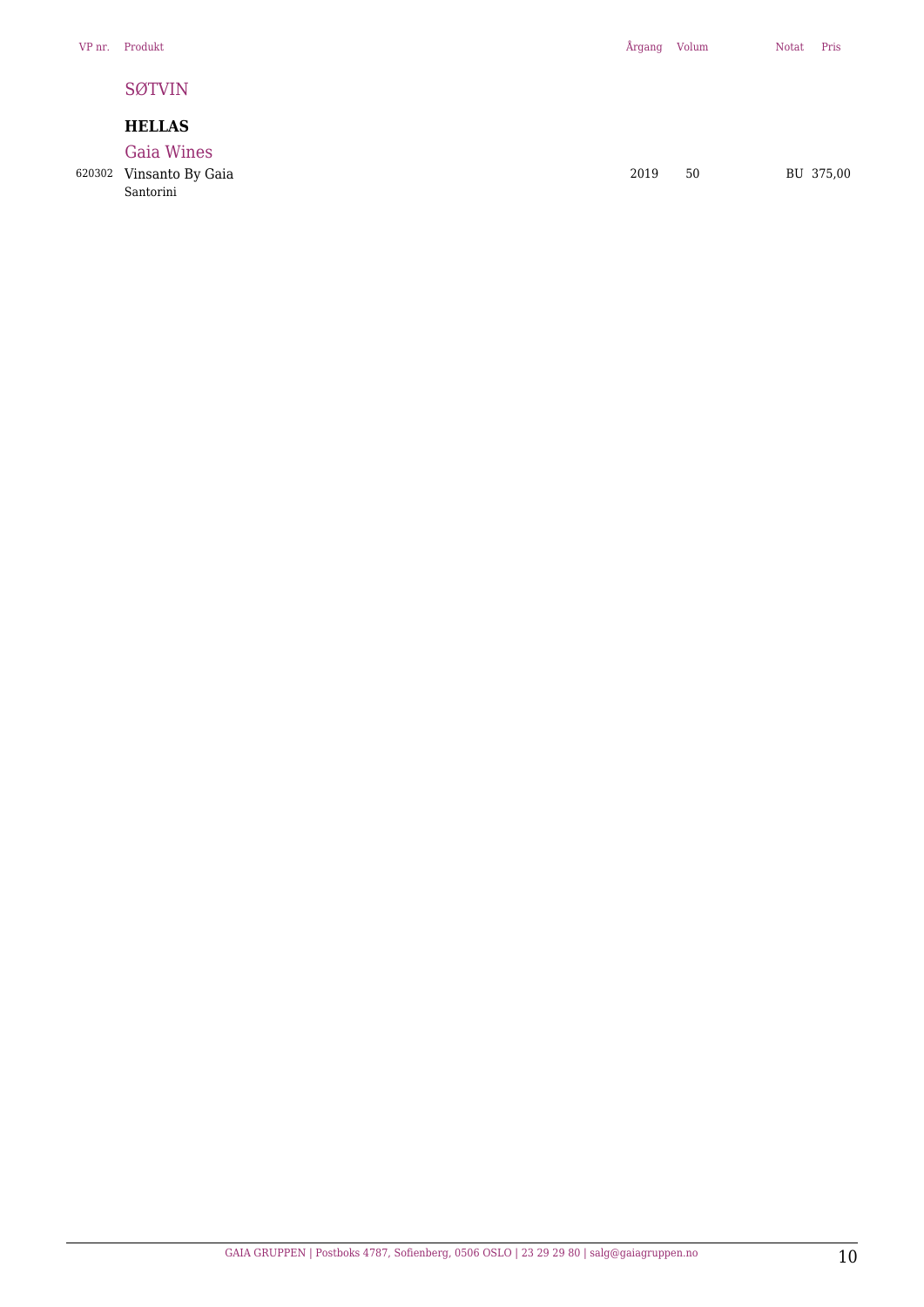| VP nr. | Produkt | Årgang | Volum | Notat | Pris |
|---|---|---|---|---|---|
| | SØTVIN | | | | |
| | **HELLAS** | | | | |
| | Gaia Wines | | | | |
| 620302 | Vinsanto By Gaia<br>Santorini | 2019 | 50 | BU | 375,00 |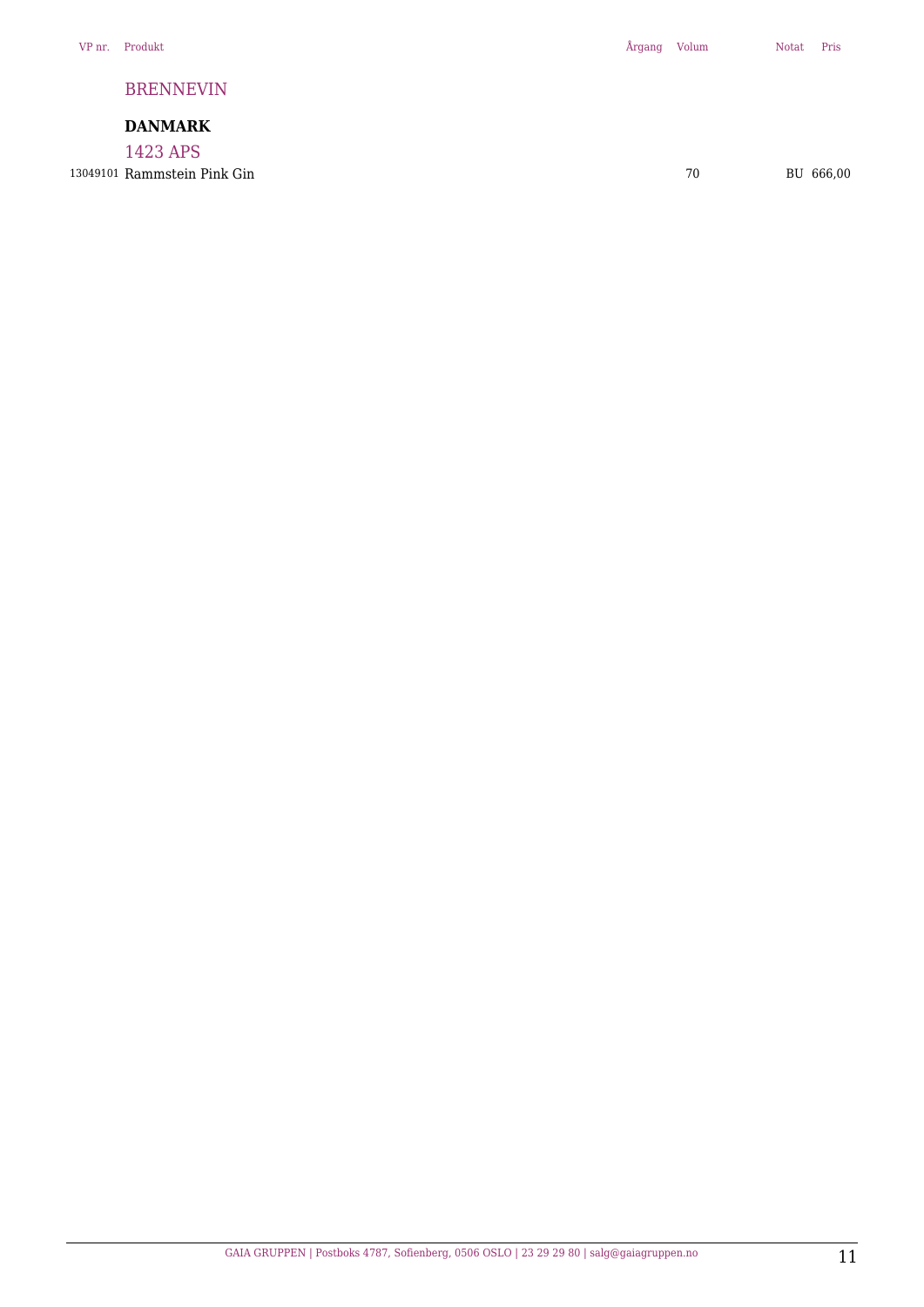| VP nr. | Produkt | Årgang | Volum | Notat | Pris |
|---|---|---|---|---|---|

## BRENNEVIN

### DANMARK

### 1423 APS

| VP nr. | Produkt | Årgang | Volum | Notat | Pris |
|---|---|---|---|---|---|
| 13049101 | Rammstein Pink Gin | | 70 | BU | 666,00 |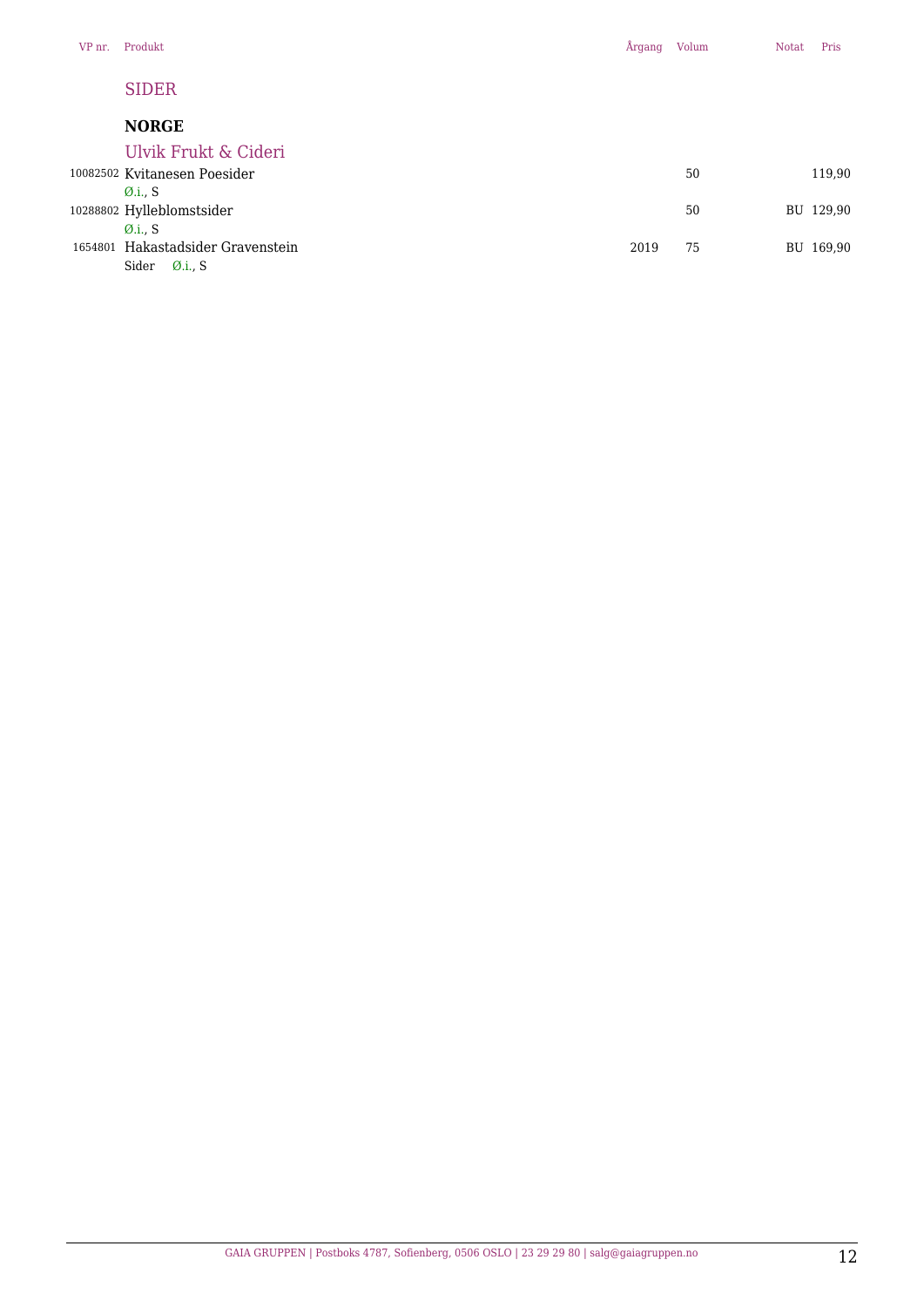| VP nr. | Produkt | Årgang | Volum | Notat | Pris |
|---|---|---|---|---|---|

## SIDER

### NORGE

#### Ulvik Frukt & Cideri

| VP nr. | Produkt | Årgang | Volum | Notat | Pris |
|---|---|---|---|---|---|
| 10082502 | Kvitanesen Poesider<br>Ø.i., S | | 50 | | 119,90 |
| 10288802 | Hylleblomstsider<br>Ø.i., S | | 50 | BU | 129,90 |
| 1654801 | Hakastadsider Gravenstein<br>Sider Ø.i., S | 2019 | 75 | BU | 169,90 |

GAIA GRUPPEN | Postboks 4787, Sofienberg, 0506 OSLO | 23 29 29 80 | salg@gaiagruppen.no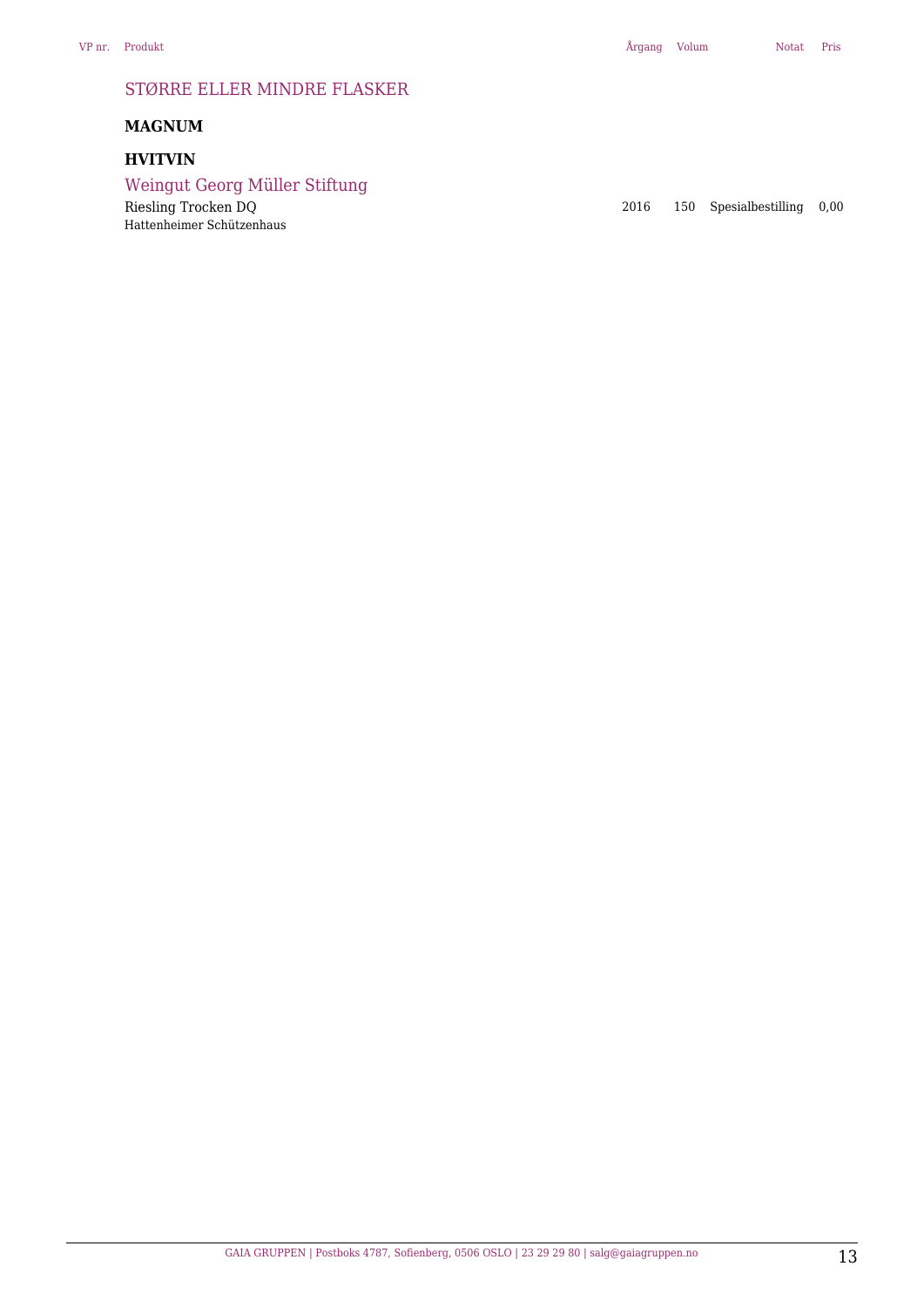| VP nr. | Produkt | Årgang | Volum | Notat | Pris |
|---|---|---|---|---|---|

## STØRRE ELLER MINDRE FLASKER

### MAGNUM

### HVITVIN

#### Weingut Georg Müller Stiftung

| VP nr. | Produkt | Årgang | Volum | Notat | Pris |
|---|---|---|---|---|---|
| | Riesling Trocken DQ<br>Hattenheimer Schützenhaus | 2016 | 150 | Spesialbestilling | 0,00 |